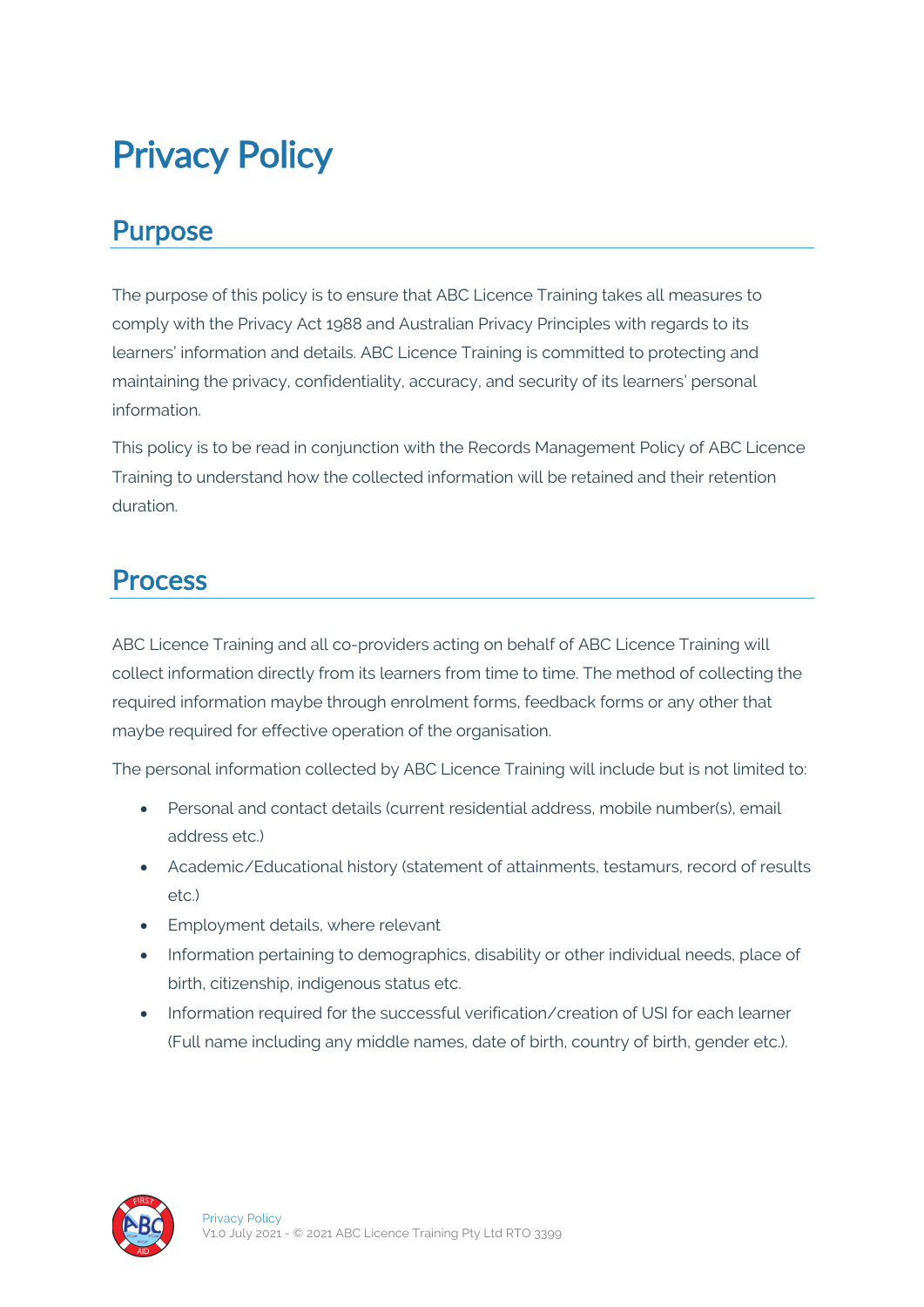# Privacy Policy

## Purpose

The purpose of this policy is to ensure that ABC Licence Training takes all measures to comply with the Privacy Act 1988 and Australian Privacy Principles with regards to its learners' information and details. ABC Licence Training is committed to protecting and maintaining the privacy, confidentiality, accuracy, and security of its learners' personal information.

This policy is to be read in conjunction with the Records Management Policy of ABC Licence Training to understand how the collected information will be retained and their retention duration.

## Process

ABC Licence Training and all co-providers acting on behalf of ABC Licence Training will collect information directly from its learners from time to time. The method of collecting the required information maybe through enrolment forms, feedback forms or any other that maybe required for effective operation of the organisation.

The personal information collected by ABC Licence Training will include but is not limited to:

- Personal and contact details (current residential address, mobile number(s), email address etc.)
- Academic/Educational history (statement of attainments, testamurs, record of results etc.)
- Employment details, where relevant
- Information pertaining to demographics, disability or other individual needs, place of birth, citizenship, indigenous status etc.
- Information required for the successful verification/creation of USI for each learner (Full name including any middle names, date of birth, country of birth, gender etc.).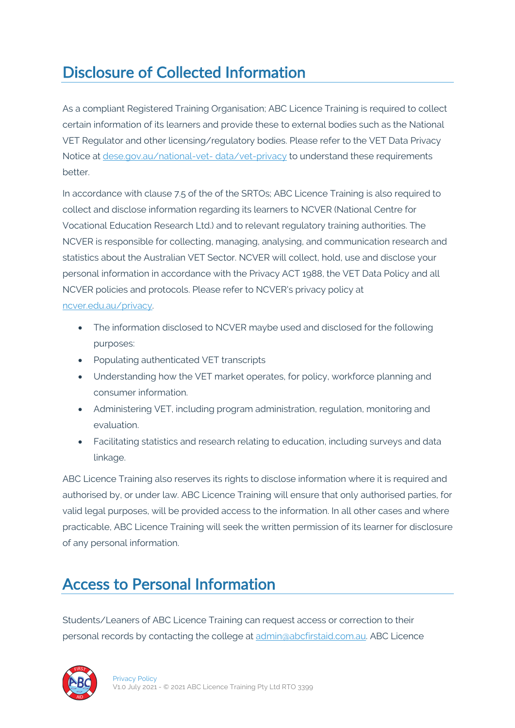## Disclosure of Collected Information

As a compliant Registered Training Organisation; ABC Licence Training is required to collect certain information of its learners and provide these to external bodies such as the National VET Regulator and other licensing/regulatory bodies. Please refer to the VET Data Privacy Notice at [dese.gov.au/national-vet- data/vet-privacy](dese.gov.au/national-vet-data/vet-privacy) to understand these requirements better.

In accordance with clause 7.5 of the of the SRTOs; ABC Licence Training is also required to collect and disclose information regarding its learners to NCVER (National Centre for Vocational Education Research Ltd.) and to relevant regulatory training authorities. The NCVER is responsible for collecting, managing, analysing, and communication research and statistics about the Australian VET Sector. NCVER will collect, hold, use and disclose your personal information in accordance with the Privacy ACT 1988, the VET Data Policy and all NCVER policies and protocols. Please refer to NCVER's privacy policy at [ncver.edu.au/privacy](ncver.edu.au/privacy).

- The information disclosed to NCVER maybe used and disclosed for the following purposes:
- Populating authenticated VET transcripts
- Understanding how the VET market operates, for policy, workforce planning and consumer information.
- Administering VET, including program administration, regulation, monitoring and evaluation.
- Facilitating statistics and research relating to education, including surveys and data linkage.

ABC Licence Training also reserves its rights to disclose information where it is required and authorised by, or under law. ABC Licence Training will ensure that only authorised parties, for valid legal purposes, will be provided access to the information. In all other cases and where practicable, ABC Licence Training will seek the written permission of its learner for disclosure of any personal information.

## Access to Personal Information

Students/Leaners of ABC Licence Training can request access or correction to their personal records by contacting the college at [admin@abcfirstaid.com.au](mailto:admin@abcfirstaid.com.au). ABC Licence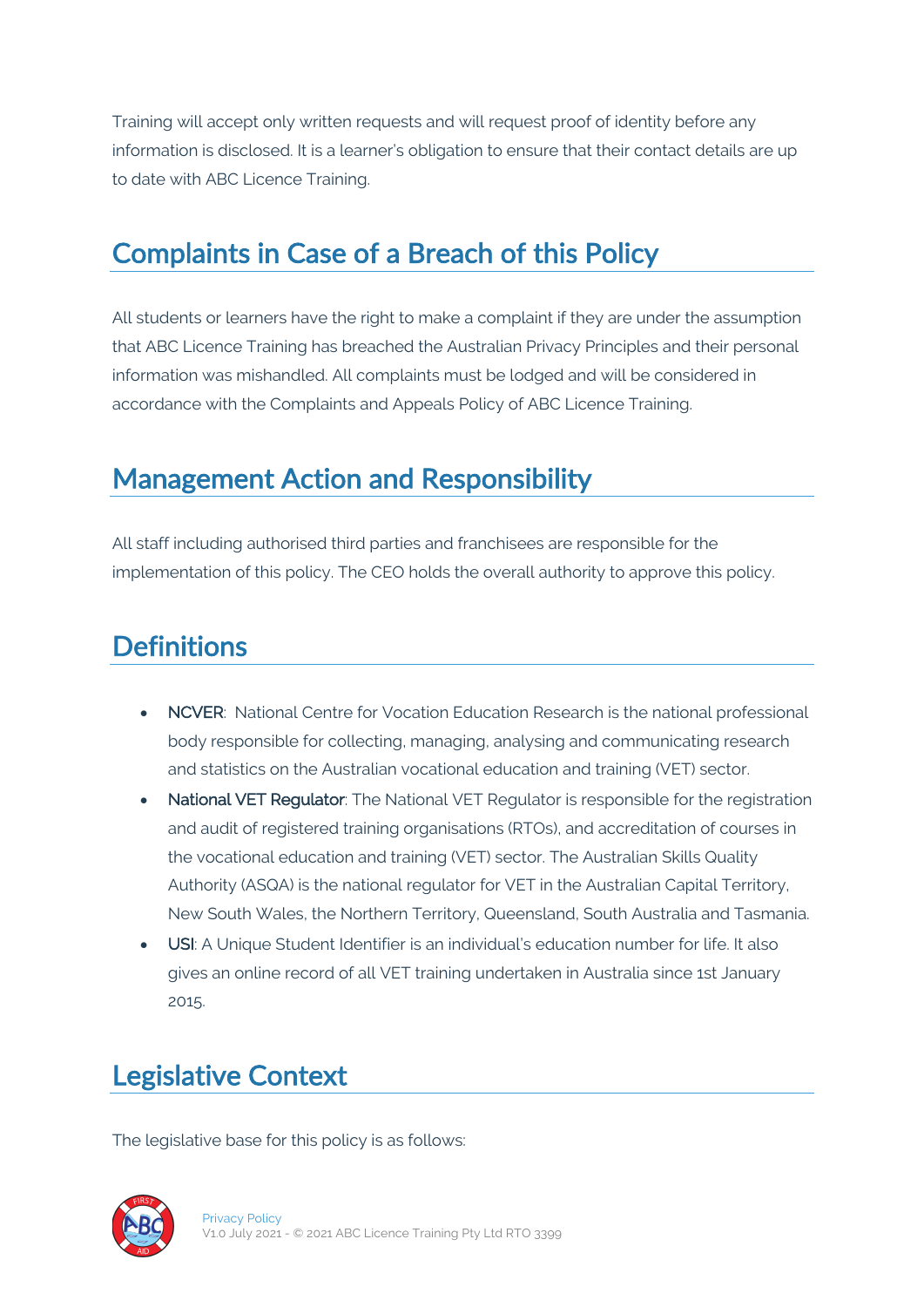Training will accept only written requests and will request proof of identity before any information is disclosed. It is a learner's obligation to ensure that their contact details are up to date with ABC Licence Training.

## Complaints in Case of a Breach of this Policy

All students or learners have the right to make a complaint if they are under the assumption that ABC Licence Training has breached the Australian Privacy Principles and their personal information was mishandled. All complaints must be lodged and will be considered in accordance with the Complaints and Appeals Policy of ABC Licence Training.

## Management Action and Responsibility

All staff including authorised third parties and franchisees are responsible for the implementation of this policy. The CEO holds the overall authority to approve this policy.

## Definitions

- **NCVER**: National Centre for Vocation Education Research is the national professional body responsible for collecting, managing, analysing and communicating research and statistics on the Australian vocational education and training (VET) sector.
- **National VET Regulator**: The National VET Regulator is responsible for the registration and audit of registered training organisations (RTOs), and accreditation of courses in the vocational education and training (VET) sector. The Australian Skills Quality Authority (ASQA) is the national regulator for VET in the Australian Capital Territory, New South Wales, the Northern Territory, Queensland, South Australia and Tasmania.
- **USI**: A Unique Student Identifier is an individual's education number for life. It also gives an online record of all VET training undertaken in Australia since 1st January 2015.

## Legislative Context

The legislative base for this policy is as follows: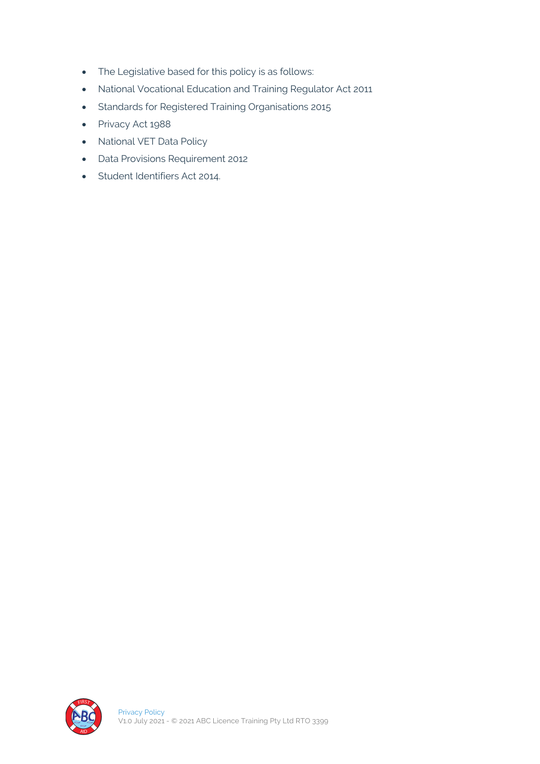- The Legislative based for this policy is as follows:
- National Vocational Education and Training Regulator Act 2011
- Standards for Registered Training Organisations 2015
- Privacy Act 1988
- National VET Data Policy
- Data Provisions Requirement 2012
- Student Identifiers Act 2014.